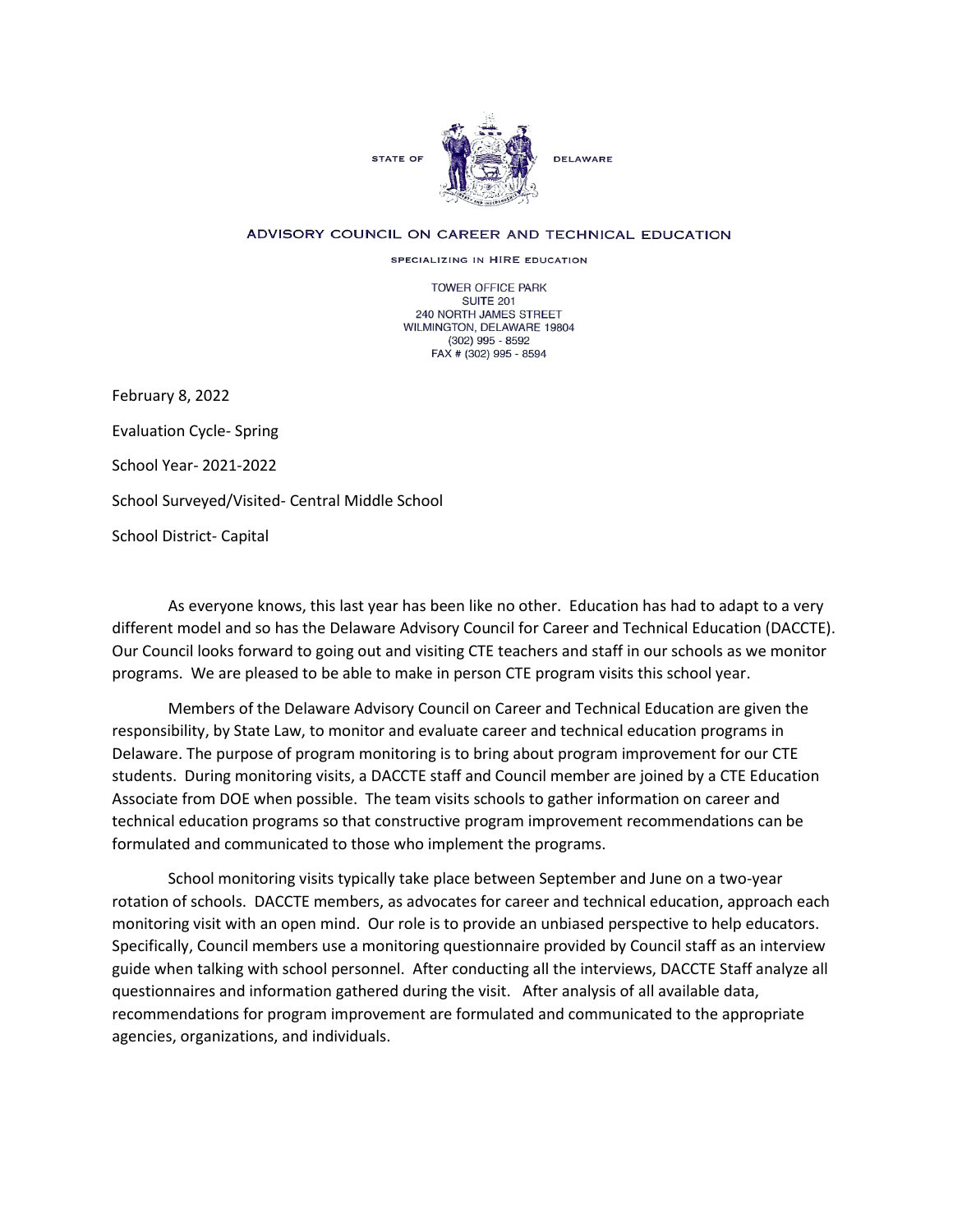STATE OF DELAWARE

ADVISORY COUNCIL ON CAREER AND TECHNICAL EDUCATION

SPECIALIZING IN HIRE EDUCATION

TOWER OFFICE PARK
SUITE 201
240 NORTH JAMES STREET
WILMINGTON, DELAWARE 19804
(302) 995 - 8592
FAX # (302) 995 - 8594

February 8, 2022

Evaluation Cycle- Spring

School Year- 2021-2022

School Surveyed/Visited- Central Middle School

School District- Capital

As everyone knows, this last year has been like no other. Education has had to adapt to a very different model and so has the Delaware Advisory Council for Career and Technical Education (DACCTE). Our Council looks forward to going out and visiting CTE teachers and staff in our schools as we monitor programs. We are pleased to be able to make in person CTE program visits this school year.

Members of the Delaware Advisory Council on Career and Technical Education are given the responsibility, by State Law, to monitor and evaluate career and technical education programs in Delaware. The purpose of program monitoring is to bring about program improvement for our CTE students. During monitoring visits, a DACCTE staff and Council member are joined by a CTE Education Associate from DOE when possible. The team visits schools to gather information on career and technical education programs so that constructive program improvement recommendations can be formulated and communicated to those who implement the programs.

School monitoring visits typically take place between September and June on a two-year rotation of schools. DACCTE members, as advocates for career and technical education, approach each monitoring visit with an open mind. Our role is to provide an unbiased perspective to help educators. Specifically, Council members use a monitoring questionnaire provided by Council staff as an interview guide when talking with school personnel. After conducting all the interviews, DACCTE Staff analyze all questionnaires and information gathered during the visit. After analysis of all available data, recommendations for program improvement are formulated and communicated to the appropriate agencies, organizations, and individuals.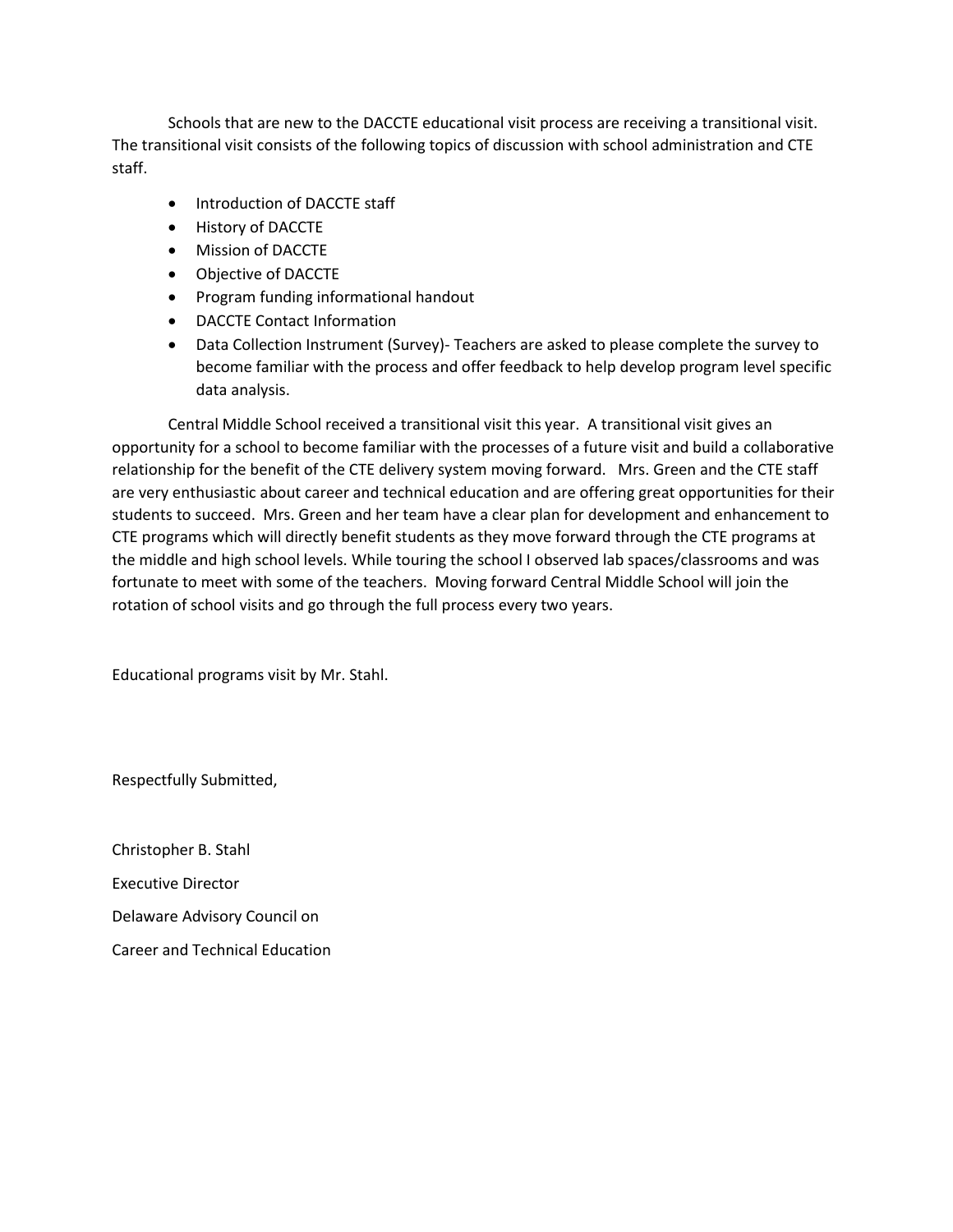Schools that are new to the DACCTE educational visit process are receiving a transitional visit. The transitional visit consists of the following topics of discussion with school administration and CTE staff.

- Introduction of DACCTE staff
- History of DACCTE
- Mission of DACCTE
- Objective of DACCTE
- Program funding informational handout
- DACCTE Contact Information
- Data Collection Instrument (Survey)- Teachers are asked to please complete the survey to become familiar with the process and offer feedback to help develop program level specific data analysis.

Central Middle School received a transitional visit this year. A transitional visit gives an opportunity for a school to become familiar with the processes of a future visit and build a collaborative relationship for the benefit of the CTE delivery system moving forward. Mrs. Green and the CTE staff are very enthusiastic about career and technical education and are offering great opportunities for their students to succeed. Mrs. Green and her team have a clear plan for development and enhancement to CTE programs which will directly benefit students as they move forward through the CTE programs at the middle and high school levels. While touring the school I observed lab spaces/classrooms and was fortunate to meet with some of the teachers. Moving forward Central Middle School will join the rotation of school visits and go through the full process every two years.

Educational programs visit by Mr. Stahl.

Respectfully Submitted,

Christopher B. Stahl

Executive Director

Delaware Advisory Council on

Career and Technical Education